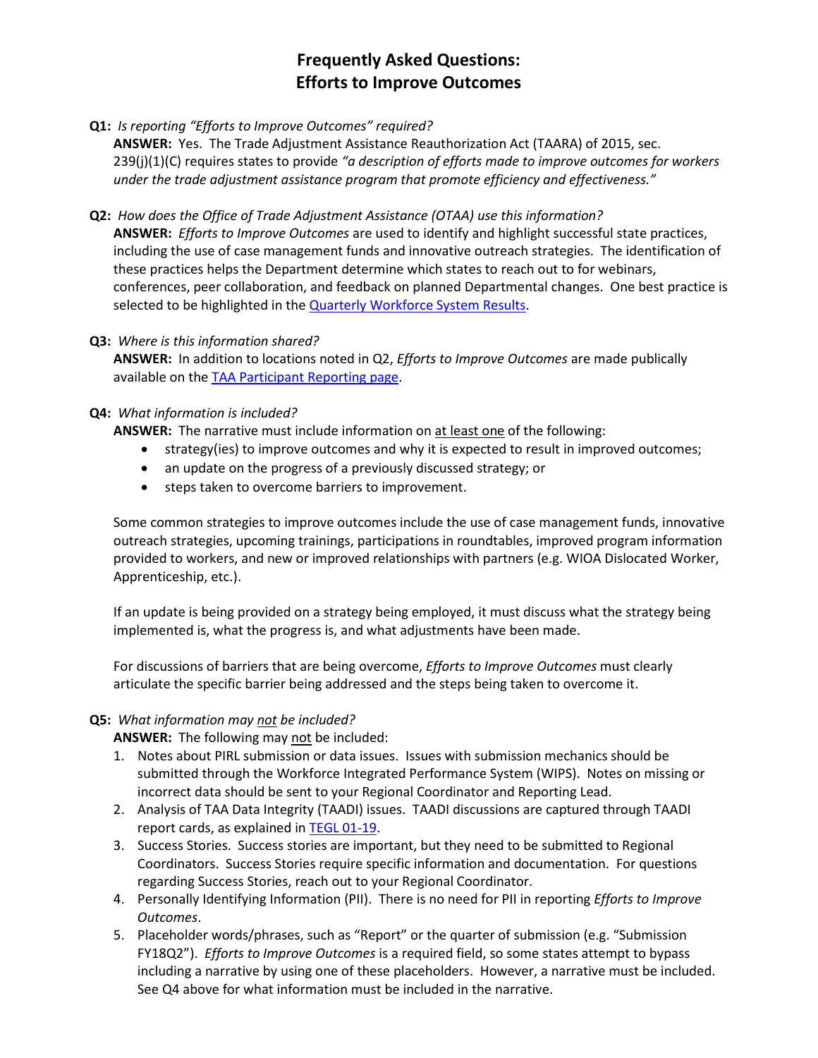# Frequently Asked Questions: Efforts to Improve Outcomes

**Q1:** *Is reporting "Efforts to Improve Outcomes" required?*

**ANSWER:** Yes. The Trade Adjustment Assistance Reauthorization Act (TAARA) of 2015, sec. 239(j)(1)(C) requires states to provide *"a description of efforts made to improve outcomes for workers under the trade adjustment assistance program that promote efficiency and effectiveness."*

**Q2:** *How does the Office of Trade Adjustment Assistance (OTAA) use this information?*

**ANSWER:** *Efforts to Improve Outcomes* are used to identify and highlight successful state practices, including the use of case management funds and innovative outreach strategies. The identification of these practices helps the Department determine which states to reach out to for webinars, conferences, peer collaboration, and feedback on planned Departmental changes. One best practice is selected to be highlighted in the Quarterly Workforce System Results.

**Q3:** *Where is this information shared?*

**ANSWER:** In addition to locations noted in Q2, *Efforts to Improve Outcomes* are made publically available on the TAA Participant Reporting page.

**Q4:** *What information is included?*

**ANSWER:** The narrative must include information on at least one of the following:

- strategy(ies) to improve outcomes and why it is expected to result in improved outcomes;
- an update on the progress of a previously discussed strategy; or
- steps taken to overcome barriers to improvement.

Some common strategies to improve outcomes include the use of case management funds, innovative outreach strategies, upcoming trainings, participations in roundtables, improved program information provided to workers, and new or improved relationships with partners (e.g. WIOA Dislocated Worker, Apprenticeship, etc.).

If an update is being provided on a strategy being employed, it must discuss what the strategy being implemented is, what the progress is, and what adjustments have been made.

For discussions of barriers that are being overcome, *Efforts to Improve Outcomes* must clearly articulate the specific barrier being addressed and the steps being taken to overcome it.

**Q5:** *What information may not be included?*

**ANSWER:** The following may not be included:

1. Notes about PIRL submission or data issues. Issues with submission mechanics should be submitted through the Workforce Integrated Performance System (WIPS). Notes on missing or incorrect data should be sent to your Regional Coordinator and Reporting Lead.
2. Analysis of TAA Data Integrity (TAADI) issues. TAADI discussions are captured through TAADI report cards, as explained in TEGL 01-19.
3. Success Stories. Success stories are important, but they need to be submitted to Regional Coordinators. Success Stories require specific information and documentation. For questions regarding Success Stories, reach out to your Regional Coordinator.
4. Personally Identifying Information (PII). There is no need for PII in reporting *Efforts to Improve Outcomes*.
5. Placeholder words/phrases, such as "Report" or the quarter of submission (e.g. "Submission FY18Q2"). *Efforts to Improve Outcomes* is a required field, so some states attempt to bypass including a narrative by using one of these placeholders. However, a narrative must be included. See Q4 above for what information must be included in the narrative.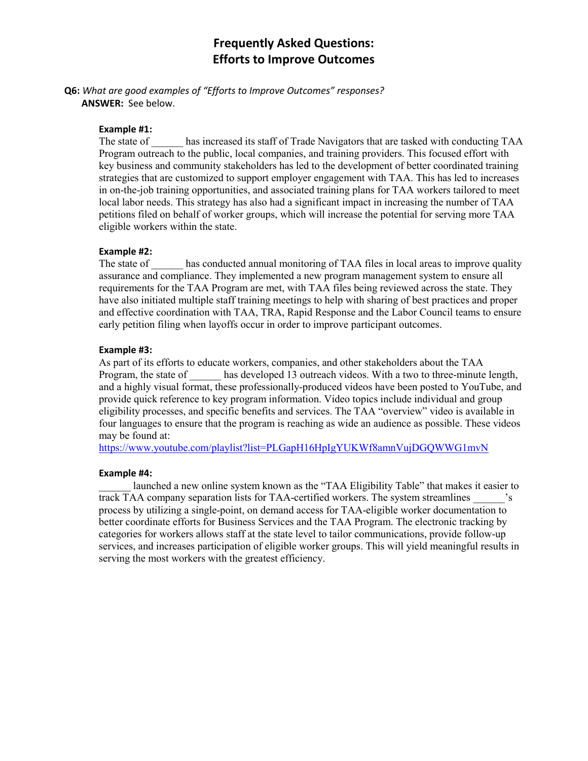# Frequently Asked Questions: Efforts to Improve Outcomes

**Q6:** *What are good examples of "Efforts to Improve Outcomes" responses?*
**ANSWER:** See below.

**Example #1:**
The state of ______ has increased its staff of Trade Navigators that are tasked with conducting TAA Program outreach to the public, local companies, and training providers. This focused effort with key business and community stakeholders has led to the development of better coordinated training strategies that are customized to support employer engagement with TAA. This has led to increases in on-the-job training opportunities, and associated training plans for TAA workers tailored to meet local labor needs. This strategy has also had a significant impact in increasing the number of TAA petitions filed on behalf of worker groups, which will increase the potential for serving more TAA eligible workers within the state.

**Example #2:**
The state of ______ has conducted annual monitoring of TAA files in local areas to improve quality assurance and compliance. They implemented a new program management system to ensure all requirements for the TAA Program are met, with TAA files being reviewed across the state. They have also initiated multiple staff training meetings to help with sharing of best practices and proper and effective coordination with TAA, TRA, Rapid Response and the Labor Council teams to ensure early petition filing when layoffs occur in order to improve participant outcomes.

**Example #3:**
As part of its efforts to educate workers, companies, and other stakeholders about the TAA Program, the state of ______ has developed 13 outreach videos. With a two to three-minute length, and a highly visual format, these professionally-produced videos have been posted to YouTube, and provide quick reference to key program information. Video topics include individual and group eligibility processes, and specific benefits and services. The TAA "overview" video is available in four languages to ensure that the program is reaching as wide an audience as possible. These videos may be found at:
https://www.youtube.com/playlist?list=PLGapH16HpIgYUKWf8amnVujDGQWWG1mvN

**Example #4:**
______ launched a new online system known as the "TAA Eligibility Table" that makes it easier to track TAA company separation lists for TAA-certified workers. The system streamlines ______'s process by utilizing a single-point, on demand access for TAA-eligible worker documentation to better coordinate efforts for Business Services and the TAA Program. The electronic tracking by categories for workers allows staff at the state level to tailor communications, provide follow-up services, and increases participation of eligible worker groups. This will yield meaningful results in serving the most workers with the greatest efficiency.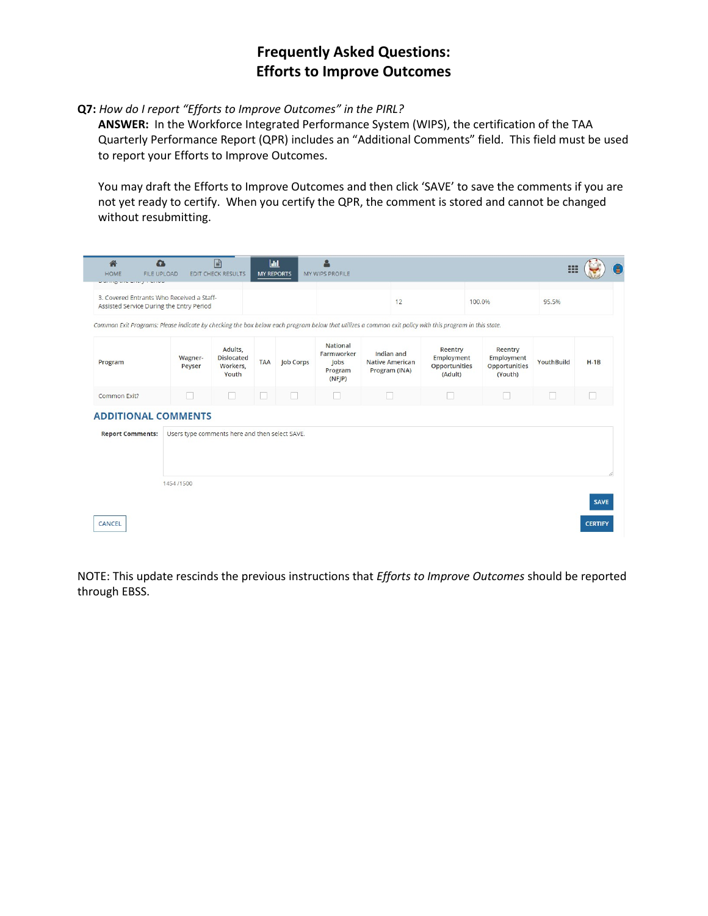# Frequently Asked Questions: Efforts to Improve Outcomes

**Q7:** *How do I report "Efforts to Improve Outcomes" in the PIRL?*

**ANSWER:** In the Workforce Integrated Performance System (WIPS), the certification of the TAA Quarterly Performance Report (QPR) includes an "Additional Comments" field. This field must be used to report your Efforts to Improve Outcomes.

You may draft the Efforts to Improve Outcomes and then click 'SAVE' to save the comments if you are not yet ready to certify. When you certify the QPR, the comment is stored and cannot be changed without resubmitting.

HOME FILE UPLOAD EDIT CHECK RESULTS MY REPORTS MY WIPS PROFILE

| | | | | | |
|---|---|---|---|---|---|
| 3. Covered Entrants Who Received a Staff-Assisted Service During the Entry Period | | | 12 | 100.0% | 95.5% |

*Common Exit Programs: Please indicate by checking the box below each program below that utilizes a common exit policy with this program in this state.*

| Program | Wagner-Peyser | Adults, Dislocated Workers, Youth | TAA | Job Corps | National Farmworker Jobs Program (NFJP) | Indian and Native American Program (INA) | Reentry Employment Opportunities (Adult) | Reentry Employment Opportunities (Youth) | YouthBuild | H-1B |
|---|---|---|---|---|---|---|---|---|---|---|
| Common Exit? | ☐ | ☐ | ☐ | ☐ | ☐ | ☐ | ☐ | ☐ | ☐ | ☐ |

**ADDITIONAL COMMENTS**

**Report Comments:** Users type comments here and then select SAVE.

1454 /1500

SAVE

CANCEL CERTIFY

NOTE: This update rescinds the previous instructions that *Efforts to Improve Outcomes* should be reported through EBSS.